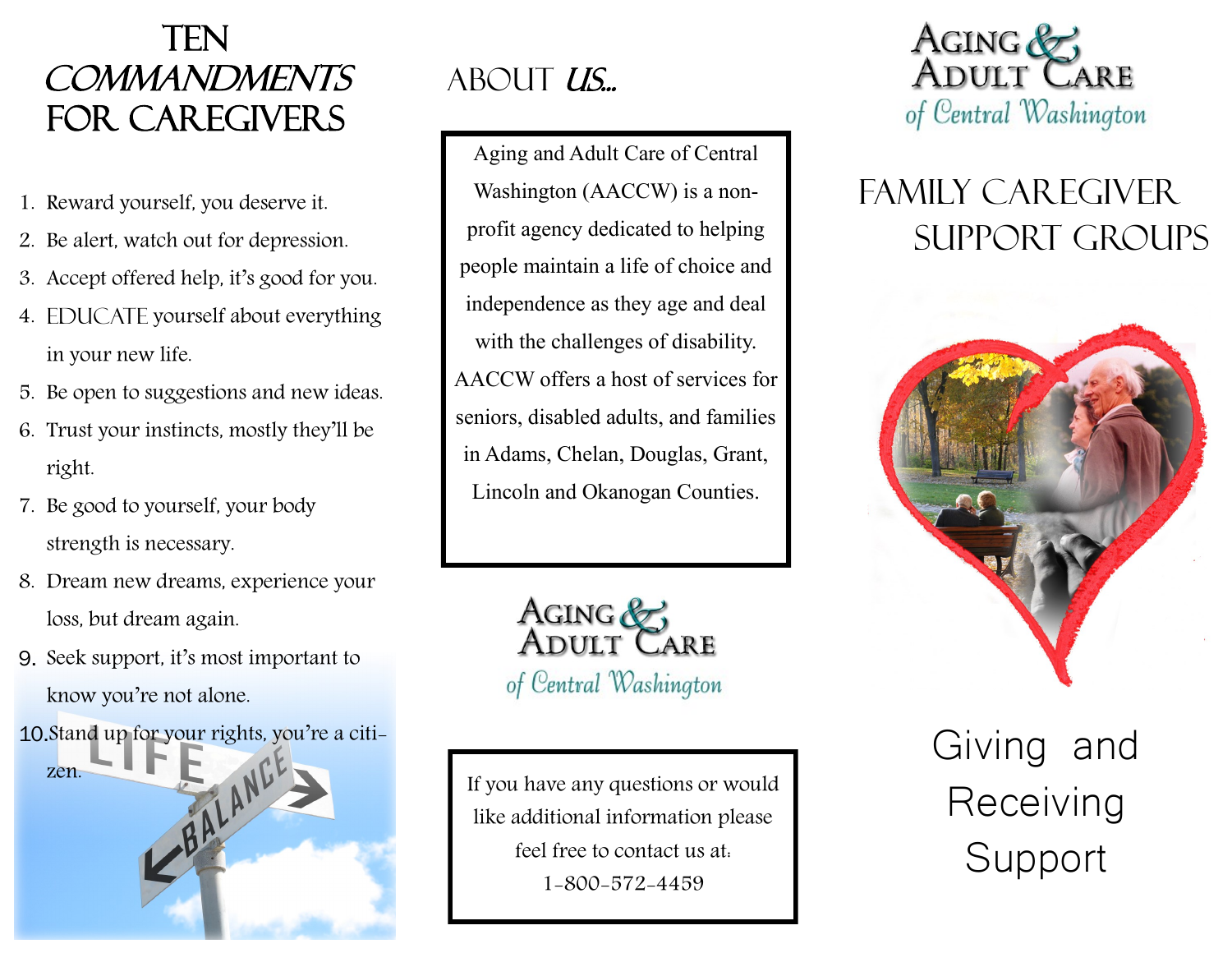# TEN *COMMANDMENTS* FOR CAREGIVERS

1. Reward yourself, you deserve it.
2. Be alert, watch out for depression.
3. Accept offered help, it's good for you.
4. EDUCATE yourself about everything in your new life.
5. Be open to suggestions and new ideas.
6. Trust your instincts, mostly they'll be right.
7. Be good to yourself, your body strength is necessary.
8. Dream new dreams, experience your loss, but dream again.
9. Seek support, it's most important to know you're not alone.
10. Stand up for your rights, you're a citizen.

# ABOUT *US...*

Aging and Adult Care of Central Washington (AACCW) is a non-profit agency dedicated to helping people maintain a life of choice and independence as they age and deal with the challenges of disability. AACCW offers a host of services for seniors, disabled adults, and families in Adams, Chelan, Douglas, Grant, Lincoln and Okanogan Counties.

Aging & Adult Care of Central Washington

If you have any questions or would like additional information please feel free to contact us at:
1-800-572-4459

Aging & Adult Care of Central Washington

# FAMILY CAREGIVER SUPPORT GROUPS

Giving and Receiving Support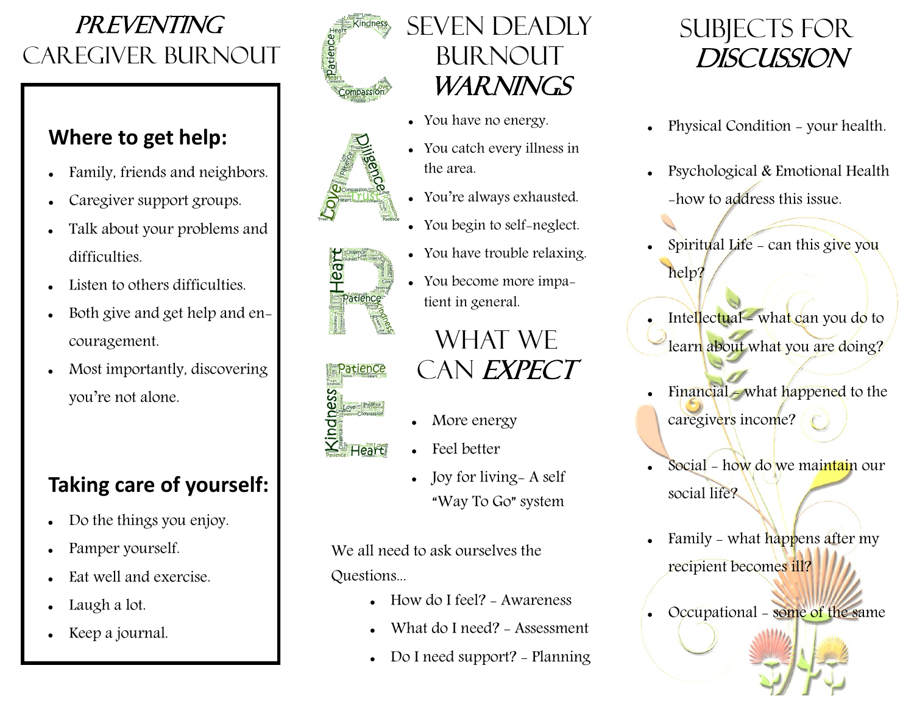# *Preventing* Caregiver Burnout

## Where to get help:

- Family, friends and neighbors.
- Caregiver support groups.
- Talk about your problems and difficulties.
- Listen to others difficulties.
- Both give and get help and encouragement.
- Most importantly, discovering you're not alone.

## Taking care of yourself:

- Do the things you enjoy.
- Pamper yourself.
- Eat well and exercise.
- Laugh a lot.
- Keep a journal.

# Seven Deadly Burnout *Warnings*

- You have no energy.
- You catch every illness in the area.
- You're always exhausted.
- You begin to self-neglect.
- You have trouble relaxing.
- You become more impatient in general.

# What We Can *Expect*

- More energy
- Feel better
- Joy for living- A self "Way To Go" system

We all need to ask ourselves the Questions...

- How do I feel? - Awareness
- What do I need? - Assessment
- Do I need support? - Planning

# Subjects for *Discussion*

- Physical Condition - your health.
- Psychological & Emotional Health -how to address this issue.
- Spiritual Life - can this give you help?
- Intellectual - what can you do to learn about what you are doing?
- Financial - what happened to the caregivers income?
- Social - how do we maintain our social life?
- Family - what happens after my recipient becomes ill?
- Occupational - some of the same